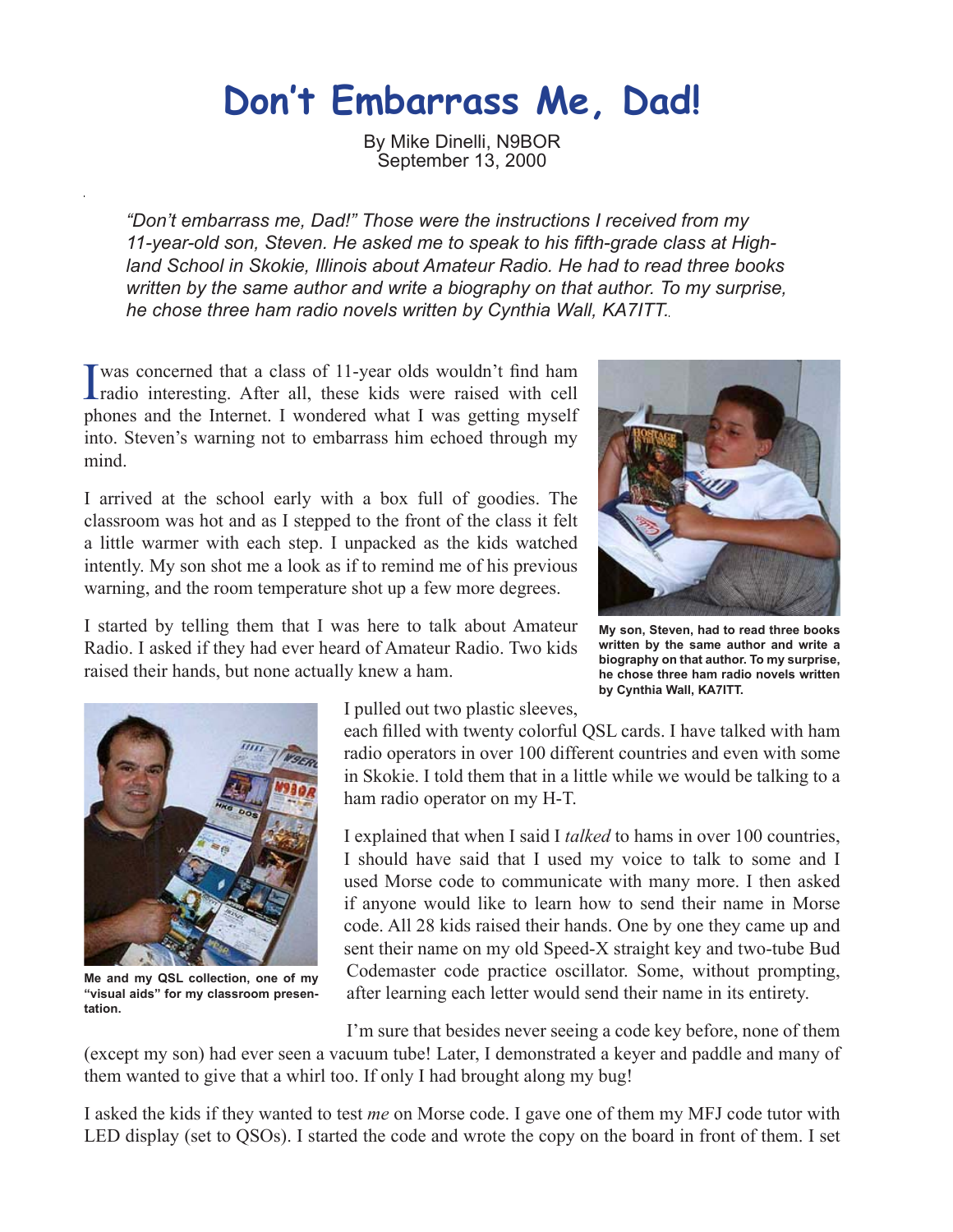# Don't Embarrass Me, Dad!

By Mike Dinelli, N9BOR
September 13, 2000

*"Don't embarrass me, Dad!" Those were the instructions I received from my 11-year-old son, Steven. He asked me to speak to his fifth-grade class at Highland School in Skokie, Illinois about Amateur Radio. He had to read three books written by the same author and write a biography on that author. To my surprise, he chose three ham radio novels written by Cynthia Wall, KA7ITT.*

I was concerned that a class of 11-year olds wouldn't find ham radio interesting. After all, these kids were raised with cell phones and the Internet. I wondered what I was getting myself into. Steven's warning not to embarrass him echoed through my mind.

I arrived at the school early with a box full of goodies. The classroom was hot and as I stepped to the front of the class it felt a little warmer with each step. I unpacked as the kids watched intently. My son shot me a look as if to remind me of his previous warning, and the room temperature shot up a few more degrees.

I started by telling them that I was here to talk about Amateur Radio. I asked if they had ever heard of Amateur Radio. Two kids raised their hands, but none actually knew a ham.

**My son, Steven, had to read three books written by the same author and write a biography on that author. To my surprise, he chose three ham radio novels written by Cynthia Wall, KA7ITT.**

I pulled out two plastic sleeves, each filled with twenty colorful QSL cards. I have talked with ham radio operators in over 100 different countries and even with some in Skokie. I told them that in a little while we would be talking to a ham radio operator on my H-T.

**Me and my QSL collection, one of my "visual aids" for my classroom presentation.**

I explained that when I said I *talked* to hams in over 100 countries, I should have said that I used my voice to talk to some and I used Morse code to communicate with many more. I then asked if anyone would like to learn how to send their name in Morse code. All 28 kids raised their hands. One by one they came up and sent their name on my old Speed-X straight key and two-tube Bud Codemaster code practice oscillator. Some, without prompting, after learning each letter would send their name in its entirety.

I'm sure that besides never seeing a code key before, none of them (except my son) had ever seen a vacuum tube! Later, I demonstrated a keyer and paddle and many of them wanted to give that a whirl too. If only I had brought along my bug!

I asked the kids if they wanted to test *me* on Morse code. I gave one of them my MFJ code tutor with LED display (set to QSOs). I started the code and wrote the copy on the board in front of them. I set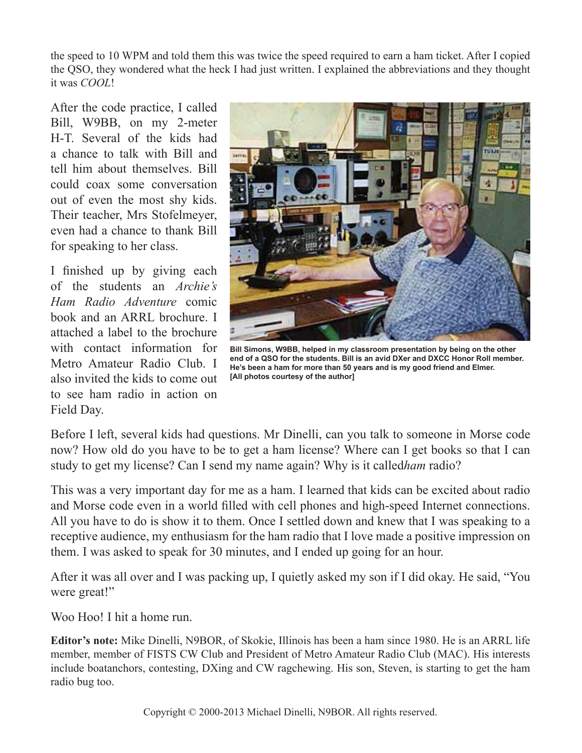the speed to 10 WPM and told them this was twice the speed required to earn a ham ticket. After I copied the QSO, they wondered what the heck I had just written. I explained the abbreviations and they thought it was *COOL*!

After the code practice, I called Bill, W9BB, on my 2-meter H-T. Several of the kids had a chance to talk with Bill and tell him about themselves. Bill could coax some conversation out of even the most shy kids. Their teacher, Mrs Stofelmeyer, even had a chance to thank Bill for speaking to her class.

I finished up by giving each of the students an *Archie's Ham Radio Adventure* comic book and an ARRL brochure. I attached a label to the brochure with contact information for Metro Amateur Radio Club. I also invited the kids to come out to see ham radio in action on Field Day.

**Bill Simons, W9BB, helped in my classroom presentation by being on the other end of a QSO for the students. Bill is an avid DXer and DXCC Honor Roll member. He's been a ham for more than 50 years and is my good friend and Elmer. [All photos courtesy of the author]**

Before I left, several kids had questions. Mr Dinelli, can you talk to someone in Morse code now? How old do you have to be to get a ham license? Where can I get books so that I can study to get my license? Can I send my name again? Why is it called*ham* radio?

This was a very important day for me as a ham. I learned that kids can be excited about radio and Morse code even in a world filled with cell phones and high-speed Internet connections. All you have to do is show it to them. Once I settled down and knew that I was speaking to a receptive audience, my enthusiasm for the ham radio that I love made a positive impression on them. I was asked to speak for 30 minutes, and I ended up going for an hour.

After it was all over and I was packing up, I quietly asked my son if I did okay. He said, "You were great!"

Woo Hoo! I hit a home run.

**Editor's note:** Mike Dinelli, N9BOR, of Skokie, Illinois has been a ham since 1980. He is an ARRL life member, member of FISTS CW Club and President of Metro Amateur Radio Club (MAC). His interests include boatanchors, contesting, DXing and CW ragchewing. His son, Steven, is starting to get the ham radio bug too.

Copyright © 2000-2013 Michael Dinelli, N9BOR. All rights reserved.